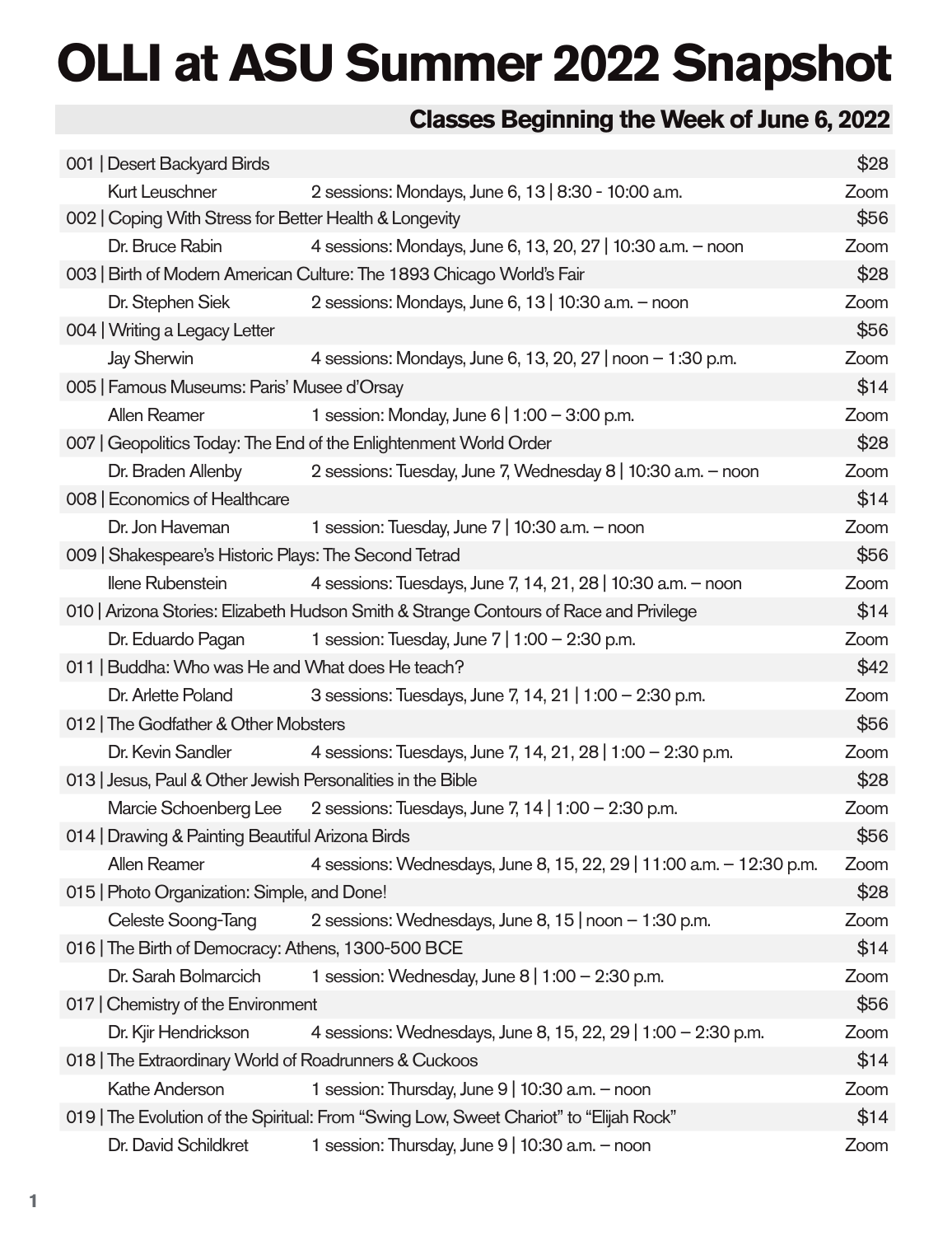# OLLI at ASU Summer 2022 Snapshot

## Classes Beginning the Week of June 6, 2022

| | | |
|---|---|---|
| 001 \| Desert Backyard Birds | | $28 |
| Kurt Leuschner | 2 sessions: Mondays, June 6, 13 \| 8:30 - 10:00 a.m. | Zoom |
| 002 \| Coping With Stress for Better Health & Longevity | | $56 |
| Dr. Bruce Rabin | 4 sessions: Mondays, June 6, 13, 20, 27 \| 10:30 a.m. – noon | Zoom |
| 003 \| Birth of Modern American Culture: The 1893 Chicago World's Fair | | $28 |
| Dr. Stephen Siek | 2 sessions: Mondays, June 6, 13 \| 10:30 a.m. – noon | Zoom |
| 004 \| Writing a Legacy Letter | | $56 |
| Jay Sherwin | 4 sessions: Mondays, June 6, 13, 20, 27 \| noon – 1:30 p.m. | Zoom |
| 005 \| Famous Museums: Paris' Musee d'Orsay | | $14 |
| Allen Reamer | 1 session: Monday, June 6 \| 1:00 – 3:00 p.m. | Zoom |
| 007 \| Geopolitics Today: The End of the Enlightenment World Order | | $28 |
| Dr. Braden Allenby | 2 sessions: Tuesday, June 7, Wednesday 8 \| 10:30 a.m. – noon | Zoom |
| 008 \| Economics of Healthcare | | $14 |
| Dr. Jon Haveman | 1 session: Tuesday, June 7 \| 10:30 a.m. – noon | Zoom |
| 009 \| Shakespeare's Historic Plays: The Second Tetrad | | $56 |
| Ilene Rubenstein | 4 sessions: Tuesdays, June 7, 14, 21, 28 \| 10:30 a.m. – noon | Zoom |
| 010 \| Arizona Stories: Elizabeth Hudson Smith & Strange Contours of Race and Privilege | | $14 |
| Dr. Eduardo Pagan | 1 session: Tuesday, June 7 \| 1:00 – 2:30 p.m. | Zoom |
| 011 \| Buddha: Who was He and What does He teach? | | $42 |
| Dr. Arlette Poland | 3 sessions: Tuesdays, June 7, 14, 21 \| 1:00 – 2:30 p.m. | Zoom |
| 012 \| The Godfather & Other Mobsters | | $56 |
| Dr. Kevin Sandler | 4 sessions: Tuesdays, June 7, 14, 21, 28 \| 1:00 – 2:30 p.m. | Zoom |
| 013 \| Jesus, Paul & Other Jewish Personalities in the Bible | | $28 |
| Marcie Schoenberg Lee | 2 sessions: Tuesdays, June 7, 14 \| 1:00 – 2:30 p.m. | Zoom |
| 014 \| Drawing & Painting Beautiful Arizona Birds | | $56 |
| Allen Reamer | 4 sessions: Wednesdays, June 8, 15, 22, 29 \| 11:00 a.m. – 12:30 p.m. | Zoom |
| 015 \| Photo Organization: Simple, and Done! | | $28 |
| Celeste Soong-Tang | 2 sessions: Wednesdays, June 8, 15 \| noon – 1:30 p.m. | Zoom |
| 016 \| The Birth of Democracy: Athens, 1300-500 BCE | | $14 |
| Dr. Sarah Bolmarcich | 1 session: Wednesday, June 8 \| 1:00 – 2:30 p.m. | Zoom |
| 017 \| Chemistry of the Environment | | $56 |
| Dr. Kjir Hendrickson | 4 sessions: Wednesdays, June 8, 15, 22, 29 \| 1:00 – 2:30 p.m. | Zoom |
| 018 \| The Extraordinary World of Roadrunners & Cuckoos | | $14 |
| Kathe Anderson | 1 session: Thursday, June 9 \| 10:30 a.m. – noon | Zoom |
| 019 \| The Evolution of the Spiritual: From "Swing Low, Sweet Chariot" to "Elijah Rock" | | $14 |
| Dr. David Schildkret | 1 session: Thursday, June 9 \| 10:30 a.m. – noon | Zoom |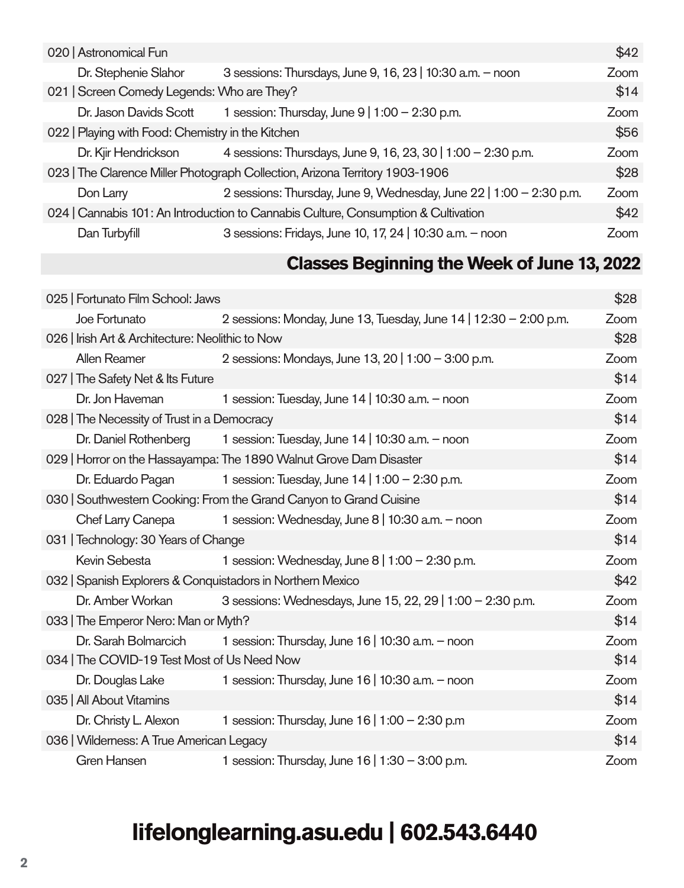| Course | Schedule | Fee / Location |
| --- | --- | --- |
| 020 \| Astronomical Fun | | $42 |
| Dr. Stephenie Slahor | 3 sessions: Thursdays, June 9, 16, 23 \| 10:30 a.m. – noon | Zoom |
| 021 \| Screen Comedy Legends: Who are They? | | $14 |
| Dr. Jason Davids Scott | 1 session: Thursday, June 9 \| 1:00 – 2:30 p.m. | Zoom |
| 022 \| Playing with Food: Chemistry in the Kitchen | | $56 |
| Dr. Kjir Hendrickson | 4 sessions: Thursdays, June 9, 16, 23, 30 \| 1:00 – 2:30 p.m. | Zoom |
| 023 \| The Clarence Miller Photograph Collection, Arizona Territory 1903-1906 | | $28 |
| Don Larry | 2 sessions: Thursday, June 9, Wednesday, June 22 \| 1:00 – 2:30 p.m. | Zoom |
| 024 \| Cannabis 101: An Introduction to Cannabis Culture, Consumption & Cultivation | | $42 |
| Dan Turbyfill | 3 sessions: Fridays, June 10, 17, 24 \| 10:30 a.m. – noon | Zoom |

## Classes Beginning the Week of June 13, 2022

| Course | Schedule | Fee / Location |
| --- | --- | --- |
| 025 \| Fortunato Film School: Jaws | | $28 |
| Joe Fortunato | 2 sessions: Monday, June 13, Tuesday, June 14 \| 12:30 – 2:00 p.m. | Zoom |
| 026 \| Irish Art & Architecture: Neolithic to Now | | $28 |
| Allen Reamer | 2 sessions: Mondays, June 13, 20 \| 1:00 – 3:00 p.m. | Zoom |
| 027 \| The Safety Net & Its Future | | $14 |
| Dr. Jon Haveman | 1 session: Tuesday, June 14 \| 10:30 a.m. – noon | Zoom |
| 028 \| The Necessity of Trust in a Democracy | | $14 |
| Dr. Daniel Rothenberg | 1 session: Tuesday, June 14 \| 10:30 a.m. – noon | Zoom |
| 029 \| Horror on the Hassayampa: The 1890 Walnut Grove Dam Disaster | | $14 |
| Dr. Eduardo Pagan | 1 session: Tuesday, June 14 \| 1:00 – 2:30 p.m. | Zoom |
| 030 \| Southwestern Cooking: From the Grand Canyon to Grand Cuisine | | $14 |
| Chef Larry Canepa | 1 session: Wednesday, June 8 \| 10:30 a.m. – noon | Zoom |
| 031 \| Technology: 30 Years of Change | | $14 |
| Kevin Sebesta | 1 session: Wednesday, June 8 \| 1:00 – 2:30 p.m. | Zoom |
| 032 \| Spanish Explorers & Conquistadors in Northern Mexico | | $42 |
| Dr. Amber Workan | 3 sessions: Wednesdays, June 15, 22, 29 \| 1:00 – 2:30 p.m. | Zoom |
| 033 \| The Emperor Nero: Man or Myth? | | $14 |
| Dr. Sarah Bolmarcich | 1 session: Thursday, June 16 \| 10:30 a.m. – noon | Zoom |
| 034 \| The COVID-19 Test Most of Us Need Now | | $14 |
| Dr. Douglas Lake | 1 session: Thursday, June 16 \| 10:30 a.m. – noon | Zoom |
| 035 \| All About Vitamins | | $14 |
| Dr. Christy L. Alexon | 1 session: Thursday, June 16 \| 1:00 – 2:30 p.m | Zoom |
| 036 \| Wilderness: A True American Legacy | | $14 |
| Gren Hansen | 1 session: Thursday, June 16 \| 1:30 – 3:00 p.m. | Zoom |

**lifelonglearning.asu.edu | 602.543.6440**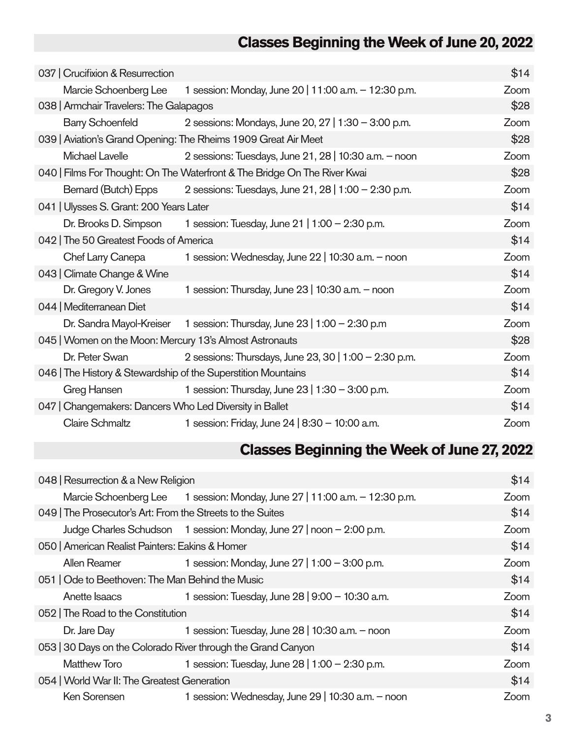## Classes Beginning the Week of June 20, 2022

| Course | Schedule | Price/Location |
|---|---|---|
| 037 \| Crucifixion & Resurrection | | $14 |
| Marcie Schoenberg Lee | 1 session: Monday, June 20 \| 11:00 a.m. – 12:30 p.m. | Zoom |
| 038 \| Armchair Travelers: The Galapagos | | $28 |
| Barry Schoenfeld | 2 sessions: Mondays, June 20, 27 \| 1:30 – 3:00 p.m. | Zoom |
| 039 \| Aviation's Grand Opening: The Rheims 1909 Great Air Meet | | $28 |
| Michael Lavelle | 2 sessions: Tuesdays, June 21, 28 \| 10:30 a.m. – noon | Zoom |
| 040 \| Films For Thought: On The Waterfront & The Bridge On The River Kwai | | $28 |
| Bernard (Butch) Epps | 2 sessions: Tuesdays, June 21, 28 \| 1:00 – 2:30 p.m. | Zoom |
| 041 \| Ulysses S. Grant: 200 Years Later | | $14 |
| Dr. Brooks D. Simpson | 1 session: Tuesday, June 21 \| 1:00 – 2:30 p.m. | Zoom |
| 042 \| The 50 Greatest Foods of America | | $14 |
| Chef Larry Canepa | 1 session: Wednesday, June 22 \| 10:30 a.m. – noon | Zoom |
| 043 \| Climate Change & Wine | | $14 |
| Dr. Gregory V. Jones | 1 session: Thursday, June 23 \| 10:30 a.m. – noon | Zoom |
| 044 \| Mediterranean Diet | | $14 |
| Dr. Sandra Mayol-Kreiser | 1 session: Thursday, June 23 \| 1:00 – 2:30 p.m | Zoom |
| 045 \| Women on the Moon: Mercury 13's Almost Astronauts | | $28 |
| Dr. Peter Swan | 2 sessions: Thursdays, June 23, 30 \| 1:00 – 2:30 p.m. | Zoom |
| 046 \| The History & Stewardship of the Superstition Mountains | | $14 |
| Greg Hansen | 1 session: Thursday, June 23 \| 1:30 – 3:00 p.m. | Zoom |
| 047 \| Changemakers: Dancers Who Led Diversity in Ballet | | $14 |
| Claire Schmaltz | 1 session: Friday, June 24 \| 8:30 – 10:00 a.m. | Zoom |

## Classes Beginning the Week of June 27, 2022

| Course | Schedule | Price/Location |
|---|---|---|
| 048 \| Resurrection & a New Religion | | $14 |
| Marcie Schoenberg Lee | 1 session: Monday, June 27 \| 11:00 a.m. – 12:30 p.m. | Zoom |
| 049 \| The Prosecutor's Art: From the Streets to the Suites | | $14 |
| Judge Charles Schudson | 1 session: Monday, June 27 \| noon – 2:00 p.m. | Zoom |
| 050 \| American Realist Painters: Eakins & Homer | | $14 |
| Allen Reamer | 1 session: Monday, June 27 \| 1:00 – 3:00 p.m. | Zoom |
| 051 \| Ode to Beethoven: The Man Behind the Music | | $14 |
| Anette Isaacs | 1 session: Tuesday, June 28 \| 9:00 – 10:30 a.m. | Zoom |
| 052 \| The Road to the Constitution | | $14 |
| Dr. Jare Day | 1 session: Tuesday, June 28 \| 10:30 a.m. – noon | Zoom |
| 053 \| 30 Days on the Colorado River through the Grand Canyon | | $14 |
| Matthew Toro | 1 session: Tuesday, June 28 \| 1:00 – 2:30 p.m. | Zoom |
| 054 \| World War II: The Greatest Generation | | $14 |
| Ken Sorensen | 1 session: Wednesday, June 29 \| 10:30 a.m. – noon | Zoom |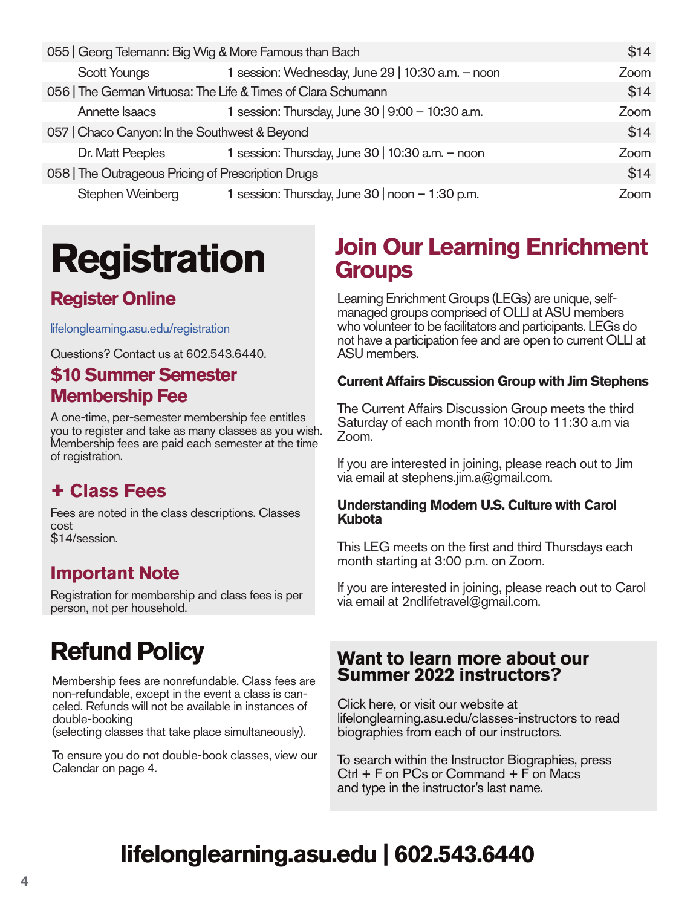| | | |
|---|---|---|
| 055 \| Georg Telemann: Big Wig & More Famous than Bach | | $14 |
| Scott Youngs | 1 session: Wednesday, June 29 \| 10:30 a.m. – noon | Zoom |
| 056 \| The German Virtuosa: The Life & Times of Clara Schumann | | $14 |
| Annette Isaacs | 1 session: Thursday, June 30 \| 9:00 – 10:30 a.m. | Zoom |
| 057 \| Chaco Canyon: In the Southwest & Beyond | | $14 |
| Dr. Matt Peeples | 1 session: Thursday, June 30 \| 10:30 a.m. – noon | Zoom |
| 058 \| The Outrageous Pricing of Prescription Drugs | | $14 |
| Stephen Weinberg | 1 session: Thursday, June 30 \| noon – 1:30 p.m. | Zoom |

# Registration

## Register Online

lifelonglearning.asu.edu/registration

Questions? Contact us at 602.543.6440.

## $10 Summer Semester Membership Fee

A one-time, per-semester membership fee entitles you to register and take as many classes as you wish. Membership fees are paid each semester at the time of registration.

## + Class Fees

Fees are noted in the class descriptions. Classes cost
$14/session.

## Important Note

Registration for membership and class fees is per person, not per household.

# Refund Policy

Membership fees are nonrefundable. Class fees are non-refundable, except in the event a class is canceled. Refunds will not be available in instances of double-booking
(selecting classes that take place simultaneously).

To ensure you do not double-book classes, view our Calendar on page 4.

# Join Our Learning Enrichment Groups

Learning Enrichment Groups (LEGs) are unique, self-managed groups comprised of OLLI at ASU members who volunteer to be facilitators and participants. LEGs do not have a participation fee and are open to current OLLI at ASU members.

**Current Affairs Discussion Group with Jim Stephens**

The Current Affairs Discussion Group meets the third Saturday of each month from 10:00 to 11:30 a.m via Zoom.

If you are interested in joining, please reach out to Jim via email at stephens.jim.a@gmail.com.

**Understanding Modern U.S. Culture with Carol Kubota**

This LEG meets on the first and third Thursdays each month starting at 3:00 p.m. on Zoom.

If you are interested in joining, please reach out to Carol via email at 2ndlifetravel@gmail.com.

## Want to learn more about our Summer 2022 instructors?

Click here, or visit our website at lifelonglearning.asu.edu/classes-instructors to read biographies from each of our instructors.

To search within the Instructor Biographies, press Ctrl + F on PCs or Command + F on Macs and type in the instructor's last name.

**lifelonglearning.asu.edu | 602.543.6440**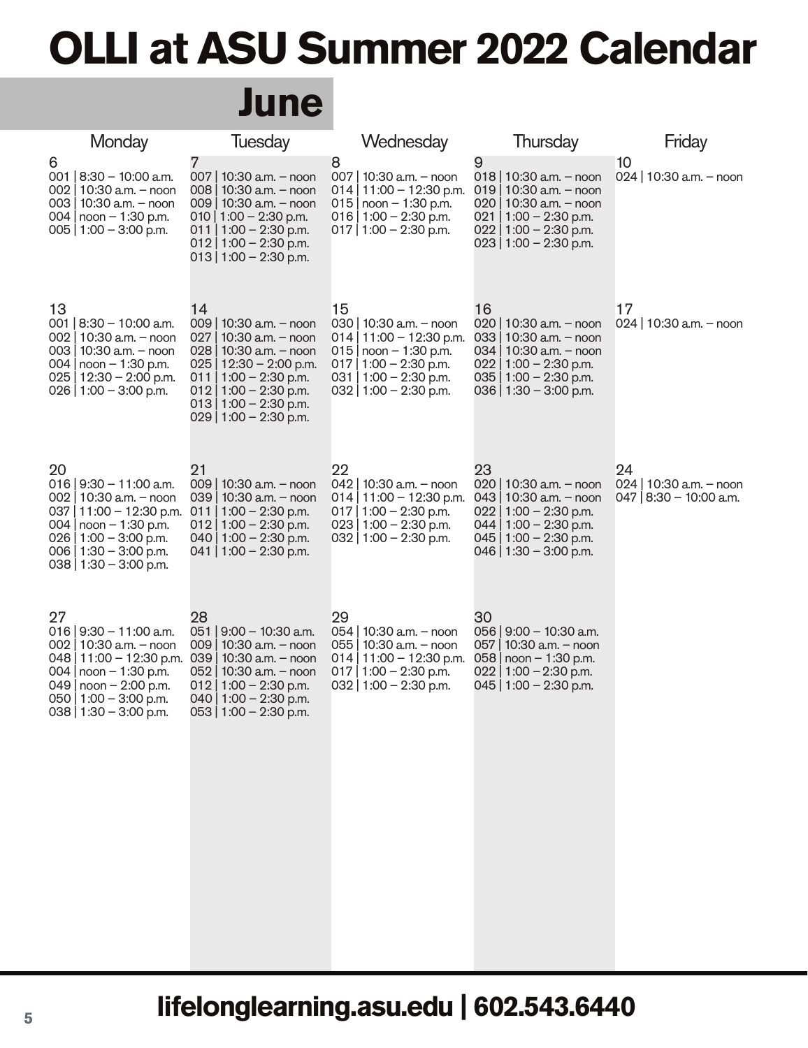# OLLI at ASU Summer 2022 Calendar

## June

| Monday | Tuesday | Wednesday | Thursday | Friday |
|---|---|---|---|---|
| 6<br>001 \| 8:30 – 10:00 a.m.<br>002 \| 10:30 a.m. – noon<br>003 \| 10:30 a.m. – noon<br>004 \| noon – 1:30 p.m.<br>005 \| 1:00 – 3:00 p.m. | 7<br>007 \| 10:30 a.m. – noon<br>008 \| 10:30 a.m. – noon<br>009 \| 10:30 a.m. – noon<br>010 \| 1:00 – 2:30 p.m.<br>011 \| 1:00 – 2:30 p.m.<br>012 \| 1:00 – 2:30 p.m.<br>013 \| 1:00 – 2:30 p.m. | 8<br>007 \| 10:30 a.m. – noon<br>014 \| 11:00 – 12:30 p.m.<br>015 \| noon – 1:30 p.m.<br>016 \| 1:00 – 2:30 p.m.<br>017 \| 1:00 – 2:30 p.m. | 9<br>018 \| 10:30 a.m. – noon<br>019 \| 10:30 a.m. – noon<br>020 \| 10:30 a.m. – noon<br>021 \| 1:00 – 2:30 p.m.<br>022 \| 1:00 – 2:30 p.m.<br>023 \| 1:00 – 2:30 p.m. | 10<br>024 \| 10:30 a.m. – noon |
| 13<br>001 \| 8:30 – 10:00 a.m.<br>002 \| 10:30 a.m. – noon<br>003 \| 10:30 a.m. – noon<br>004 \| noon – 1:30 p.m.<br>025 \| 12:30 – 2:00 p.m.<br>026 \| 1:00 – 3:00 p.m. | 14<br>009 \| 10:30 a.m. – noon<br>027 \| 10:30 a.m. – noon<br>028 \| 10:30 a.m. – noon<br>025 \| 12:30 – 2:00 p.m.<br>011 \| 1:00 – 2:30 p.m.<br>012 \| 1:00 – 2:30 p.m.<br>013 \| 1:00 – 2:30 p.m.<br>029 \| 1:00 – 2:30 p.m. | 15<br>030 \| 10:30 a.m. – noon<br>014 \| 11:00 – 12:30 p.m.<br>015 \| noon – 1:30 p.m.<br>017 \| 1:00 – 2:30 p.m.<br>031 \| 1:00 – 2:30 p.m.<br>032 \| 1:00 – 2:30 p.m. | 16<br>020 \| 10:30 a.m. – noon<br>033 \| 10:30 a.m. – noon<br>034 \| 10:30 a.m. – noon<br>022 \| 1:00 – 2:30 p.m.<br>035 \| 1:00 – 2:30 p.m.<br>036 \| 1:30 – 3:00 p.m. | 17<br>024 \| 10:30 a.m. – noon |
| 20<br>016 \| 9:30 – 11:00 a.m.<br>002 \| 10:30 a.m. – noon<br>037 \| 11:00 – 12:30 p.m.<br>004 \| noon – 1:30 p.m.<br>026 \| 1:00 – 3:00 p.m.<br>006 \| 1:30 – 3:00 p.m.<br>038 \| 1:30 – 3:00 p.m. | 21<br>009 \| 10:30 a.m. – noon<br>039 \| 10:30 a.m. – noon<br>011 \| 1:00 – 2:30 p.m.<br>012 \| 1:00 – 2:30 p.m.<br>040 \| 1:00 – 2:30 p.m.<br>041 \| 1:00 – 2:30 p.m. | 22<br>042 \| 10:30 a.m. – noon<br>014 \| 11:00 – 12:30 p.m.<br>017 \| 1:00 – 2:30 p.m.<br>023 \| 1:00 – 2:30 p.m.<br>032 \| 1:00 – 2:30 p.m. | 23<br>020 \| 10:30 a.m. – noon<br>043 \| 10:30 a.m. – noon<br>022 \| 1:00 – 2:30 p.m.<br>044 \| 1:00 – 2:30 p.m.<br>045 \| 1:00 – 2:30 p.m.<br>046 \| 1:30 – 3:00 p.m. | 24<br>024 \| 10:30 a.m. – noon<br>047 \| 8:30 – 10:00 a.m. |
| 27<br>016 \| 9:30 – 11:00 a.m.<br>002 \| 10:30 a.m. – noon<br>048 \| 11:00 – 12:30 p.m.<br>004 \| noon – 1:30 p.m.<br>049 \| noon – 2:00 p.m.<br>050 \| 1:00 – 3:00 p.m.<br>038 \| 1:30 – 3:00 p.m. | 28<br>051 \| 9:00 – 10:30 a.m.<br>009 \| 10:30 a.m. – noon<br>039 \| 10:30 a.m. – noon<br>052 \| 10:30 a.m. – noon<br>012 \| 1:00 – 2:30 p.m.<br>040 \| 1:00 – 2:30 p.m.<br>053 \| 1:00 – 2:30 p.m. | 29<br>054 \| 10:30 a.m. – noon<br>055 \| 10:30 a.m. – noon<br>014 \| 11:00 – 12:30 p.m.<br>017 \| 1:00 – 2:30 p.m.<br>032 \| 1:00 – 2:30 p.m. | 30<br>056 \| 9:00 – 10:30 a.m.<br>057 \| 10:30 a.m. – noon<br>058 \| noon – 1:30 p.m.<br>022 \| 1:00 – 2:30 p.m.<br>045 \| 1:00 – 2:30 p.m. | |

**lifelonglearning.asu.edu | 602.543.6440**